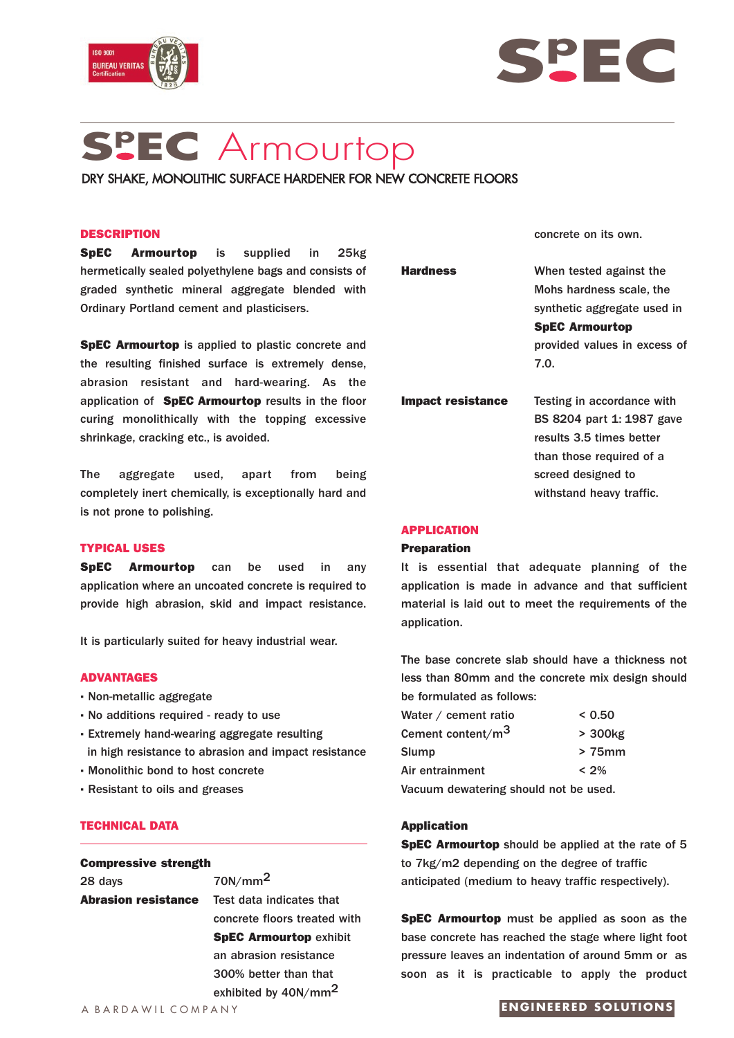# SpEC Armourtop

DRY SHAKE, MONOLITHIC SURFACE HARDENER FOR NEW CONCRETE FLOORS

## DESCRIPTION

**SpEC Armourtop** is supplied in 25kg hermetically sealed polyethylene bags and consists of graded synthetic mineral aggregate blended with Ordinary Portland cement and plasticisers.

**SpEC Armourtop** is applied to plastic concrete and the resulting finished surface is extremely dense, abrasion resistant and hard-wearing. As the application of **SpEC Armourtop** results in the floor curing monolithically with the topping excessive shrinkage, cracking etc., is avoided.

The aggregate used, apart from being completely inert chemically, is exceptionally hard and is not prone to polishing.

## TYPICAL USES

**SpEC Armourtop** can be used in any application where an uncoated concrete is required to provide high abrasion, skid and impact resistance.

It is particularly suited for heavy industrial wear.

## ADVANTAGES

- Non-metallic aggregate
- No additions required - ready to use
- Extremely hand-wearing aggregate resulting in high resistance to abrasion and impact resistance
- Monolithic bond to host concrete
- Resistant to oils and greases

## TECHNICAL DATA

**Compressive strength**

28 days — $70N/mm^2$

**Abrasion resistance** — Test data indicates that concrete floors treated with **SpEC Armourtop** exhibit an abrasion resistance 300% better than that exhibited by $40N/mm^2$ concrete on its own.

**Hardness** — When tested against the Mohs hardness scale, the synthetic aggregate used in **SpEC Armourtop** provided values in excess of 7.0.

**Impact resistance** — Testing in accordance with BS 8204 part 1: 1987 gave results 3.5 times better than those required of a screed designed to withstand heavy traffic.

## APPLICATION

### Preparation

It is essential that adequate planning of the application is made in advance and that sufficient material is laid out to meet the requirements of the application.

The base concrete slab should have a thickness not less than 80mm and the concrete mix design should be formulated as follows:

| | |
|---|---|
| Water / cement ratio | < 0.50 |
| Cement content/$m^3$ | > 300kg |
| Slump | > 75mm |
| Air entrainment | < 2% |

Vacuum dewatering should not be used.

### Application

**SpEC Armourtop** should be applied at the rate of 5 to 7kg/m2 depending on the degree of traffic anticipated (medium to heavy traffic respectively).

**SpEC Armourtop** must be applied as soon as the base concrete has reached the stage where light foot pressure leaves an indentation of around 5mm or as soon as it is practicable to apply the product

A BARDAWIL COMPANY

ENGINEERED SOLUTIONS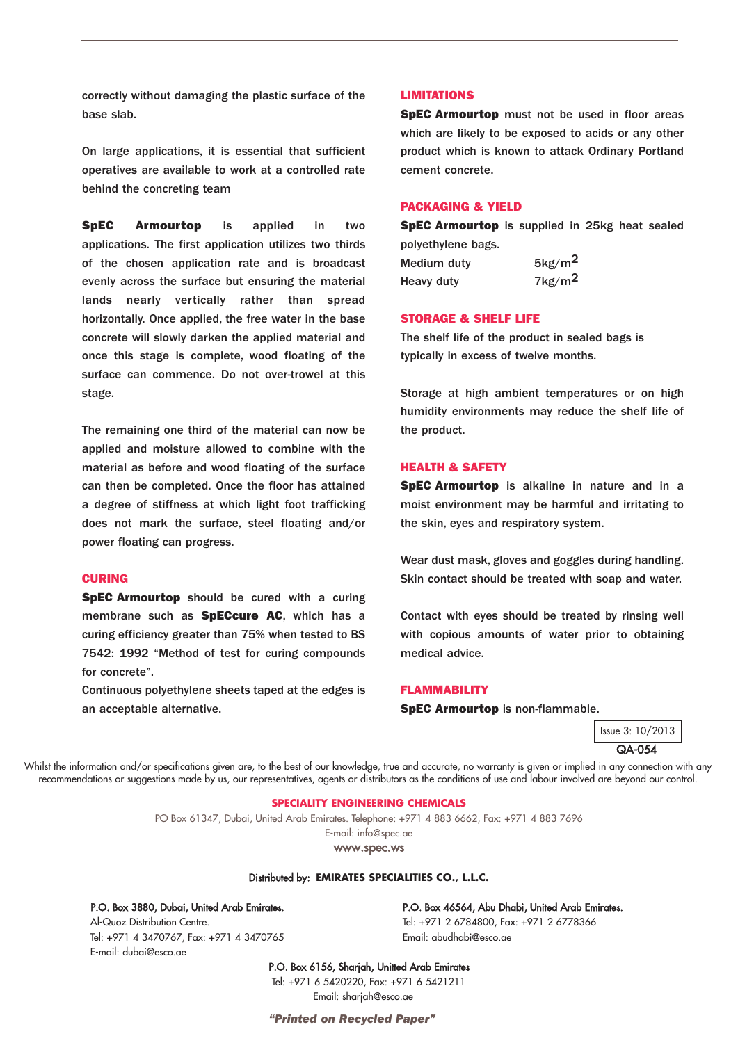correctly without damaging the plastic surface of the base slab.

On large applications, it is essential that sufficient operatives are available to work at a controlled rate behind the concreting team

**SpEC Armourtop** is applied in two applications. The first application utilizes two thirds of the chosen application rate and is broadcast evenly across the surface but ensuring the material lands nearly vertically rather than spread horizontally. Once applied, the free water in the base concrete will slowly darken the applied material and once this stage is complete, wood floating of the surface can commence. Do not over-trowel at this stage.

The remaining one third of the material can now be applied and moisture allowed to combine with the material as before and wood floating of the surface can then be completed. Once the floor has attained a degree of stiffness at which light foot trafficking does not mark the surface, steel floating and/or power floating can progress.

## CURING

**SpEC Armourtop** should be cured with a curing membrane such as **SpECcure AC**, which has a curing efficiency greater than 75% when tested to BS 7542: 1992 “Method of test for curing compounds for concrete”.

Continuous polyethylene sheets taped at the edges is an acceptable alternative.

## LIMITATIONS

**SpEC Armourtop** must not be used in floor areas which are likely to be exposed to acids or any other product which is known to attack Ordinary Portland cement concrete.

## PACKAGING & YIELD

**SpEC Armourtop** is supplied in 25kg heat sealed polyethylene bags.

| | |
|---|---|
| Medium duty | $5kg/m^2$ |
| Heavy duty | $7kg/m^2$ |

## STORAGE & SHELF LIFE

The shelf life of the product in sealed bags is typically in excess of twelve months.

Storage at high ambient temperatures or on high humidity environments may reduce the shelf life of the product.

## HEALTH & SAFETY

**SpEC Armourtop** is alkaline in nature and in a moist environment may be harmful and irritating to the skin, eyes and respiratory system.

Wear dust mask, gloves and goggles during handling. Skin contact should be treated with soap and water.

Contact with eyes should be treated by rinsing well with copious amounts of water prior to obtaining medical advice.

## FLAMMABILITY

**SpEC Armourtop** is non-flammable.

Issue 3: 10/2013

QA-054

Whilst the information and/or specifications given are, to the best of our knowledge, true and accurate, no warranty is given or implied in any connection with any recommendations or suggestions made by us, our representatives, agents or distributors as the conditions of use and labour involved are beyond our control.

**SPECIALITY ENGINEERING CHEMICALS**

PO Box 61347, Dubai, United Arab Emirates. Telephone: +971 4 883 6662, Fax: +971 4 883 7696

E-mail: info@spec.ae

www.spec.ws

Distributed by: **EMIRATES SPECIALITIES CO., L.L.C.**

**P.O. Box 3880, Dubai, United Arab Emirates.**
Al-Quoz Distribution Centre.
Tel: +971 4 3470767, Fax: +971 4 3470765
E-mail: dubai@esco.ae

**P.O. Box 46564, Abu Dhabi, United Arab Emirates.**
Tel: +971 2 6784800, Fax: +971 2 6778366
Email: abudhabi@esco.ae

**P.O. Box 6156, Sharjah, Unitted Arab Emirates**
Tel: +971 6 5420220, Fax: +971 6 5421211
Email: sharjah@esco.ae

***“Printed on Recycled Paper”***